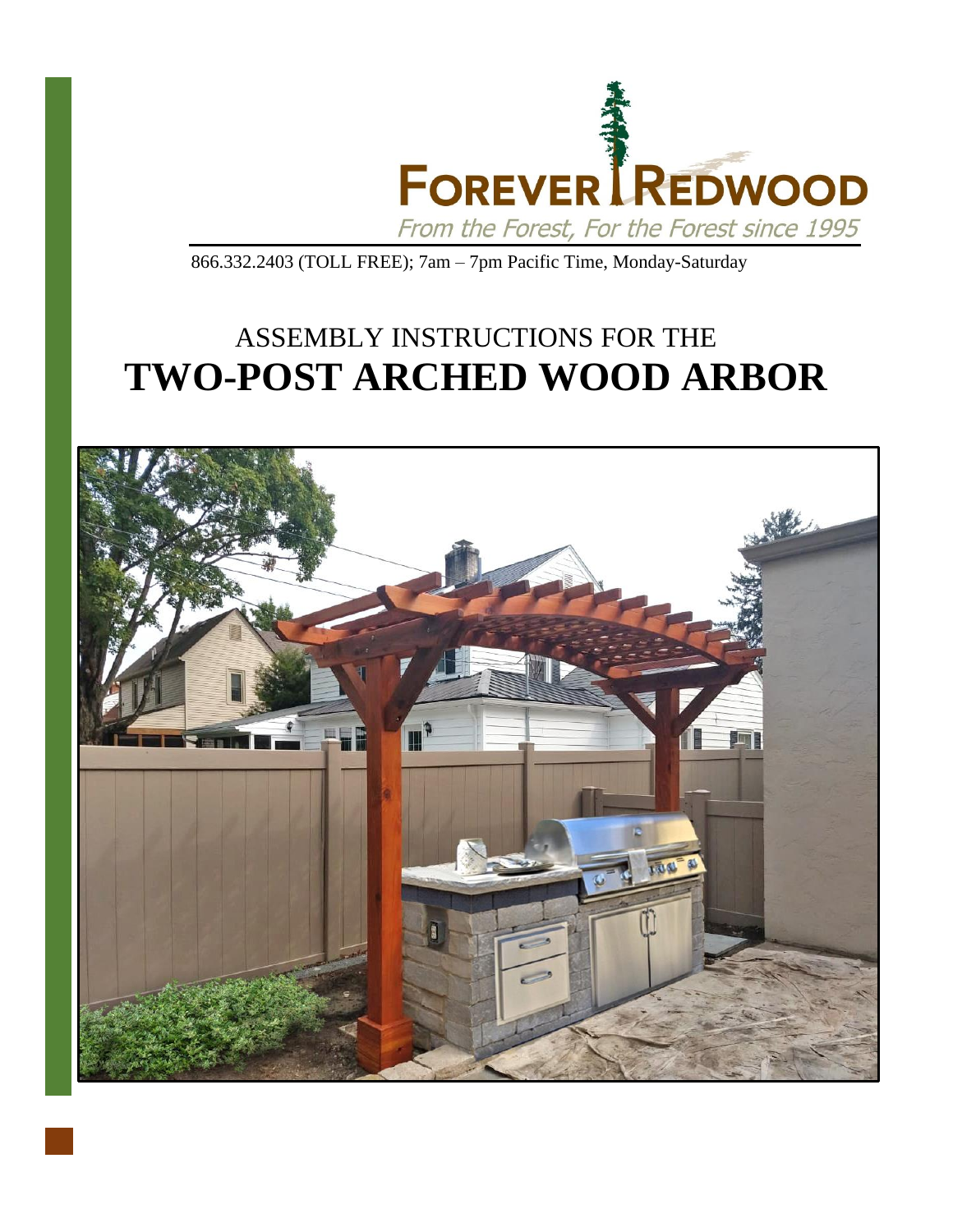FOREVER REDWOOD

*From the Forest, For the Forest since 1995*

866.332.2403 (TOLL FREE); 7am – 7pm Pacific Time, Monday-Saturday

# ASSEMBLY INSTRUCTIONS FOR THE
# **TWO-POST ARCHED WOOD ARBOR**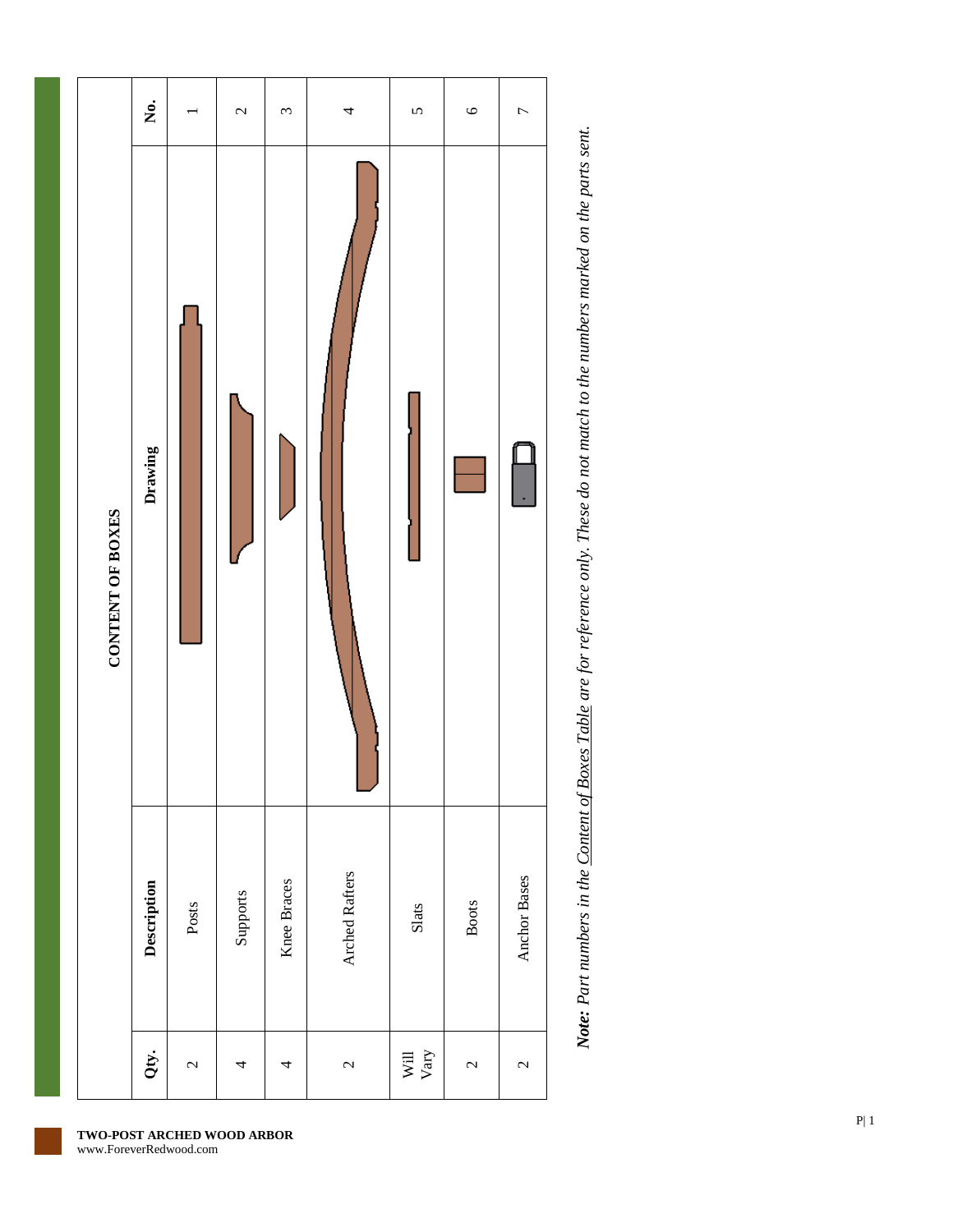## CONTENT OF BOXES

| Qty. | Description | Drawing | No. |
|---|---|---|---|
| 2 | Posts | | 1 |
| 4 | Supports | | 2 |
| 4 | Knee Braces | | 3 |
| 2 | Arched Rafters | | 4 |
| Will Vary | Slats | | 5 |
| 2 | Boots | | 6 |
| 2 | Anchor Bases | | 7 |

***Note:*** *Part numbers in the Content of Boxes Table are for reference only. These do not match to the numbers marked on the parts sent.*

**TWO-POST ARCHED WOOD ARBOR**
www.ForeverRedwood.com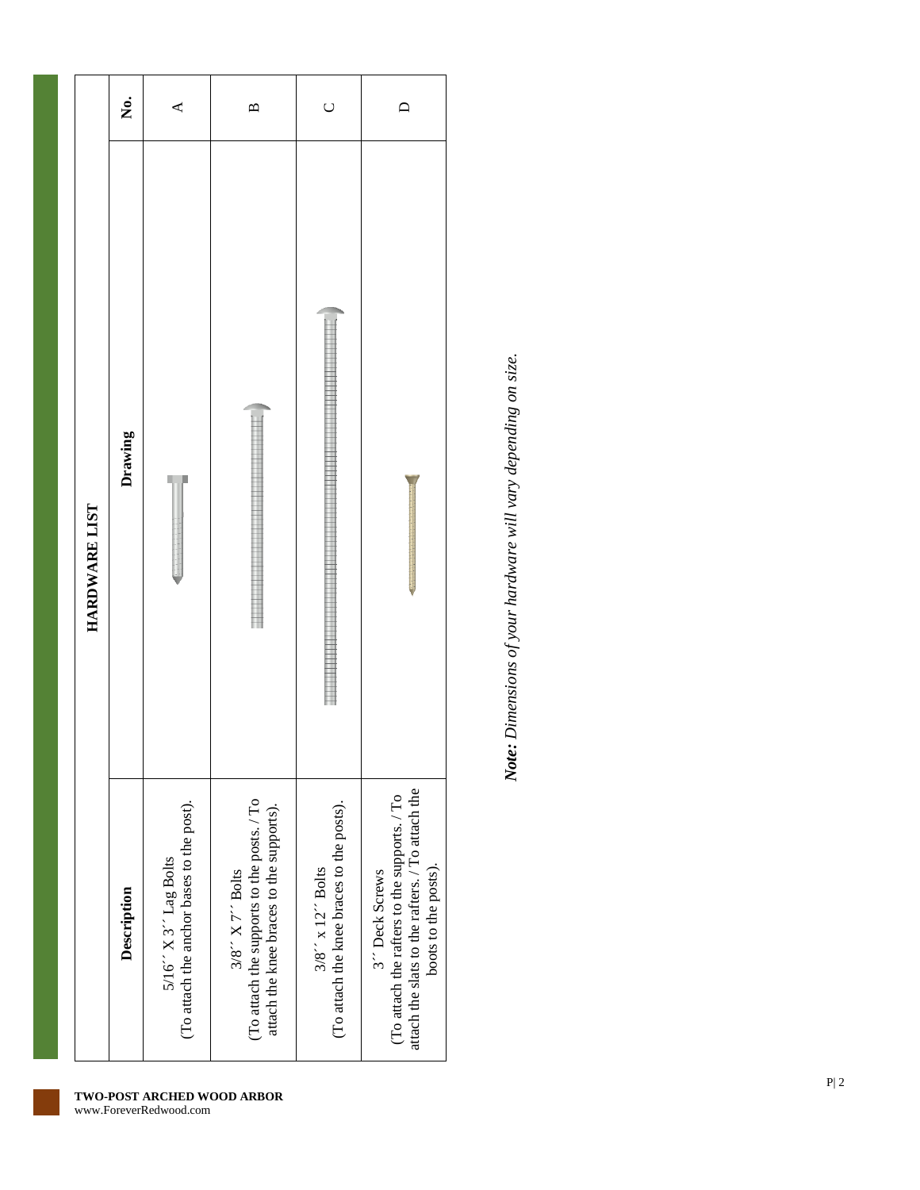## HARDWARE LIST

| No. | Drawing | Description |
| --- | --- | --- |
| A | | 5/16´´ X 3´´ Lag Bolts (To attach the anchor bases to the post). |
| B | | 3/8´´ X 7´´ Bolts (To attach the supports to the posts. / To attach the knee braces to the supports). |
| C | | 3/8´´ x 12´´ Bolts (To attach the knee braces to the posts). |
| D | | 3´´ Deck Screws (To attach the rafters to the supports. / To attach the slats to the rafters. / To attach the boots to the posts). |

***Note:*** *Dimensions of your hardware will vary depending on size.*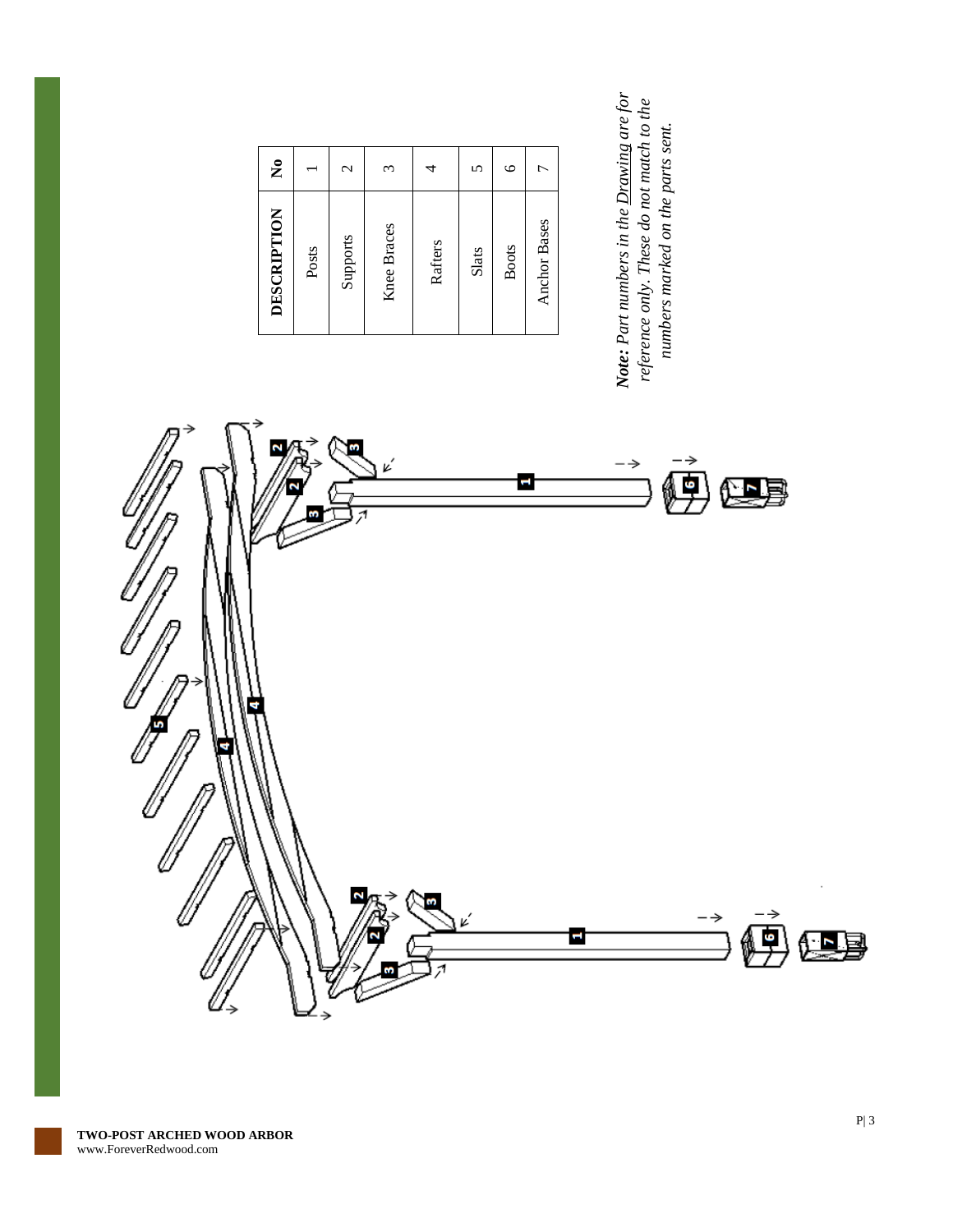| DESCRIPTION | No |
| --- | --- |
| Posts | 1 |
| Supports | 2 |
| Knee Braces | 3 |
| Rafters | 4 |
| Slats | 5 |
| Boots | 6 |
| Anchor Bases | 7 |

***Note:*** *Part numbers in the Drawing are for reference only. These do not match to the numbers marked on the parts sent.*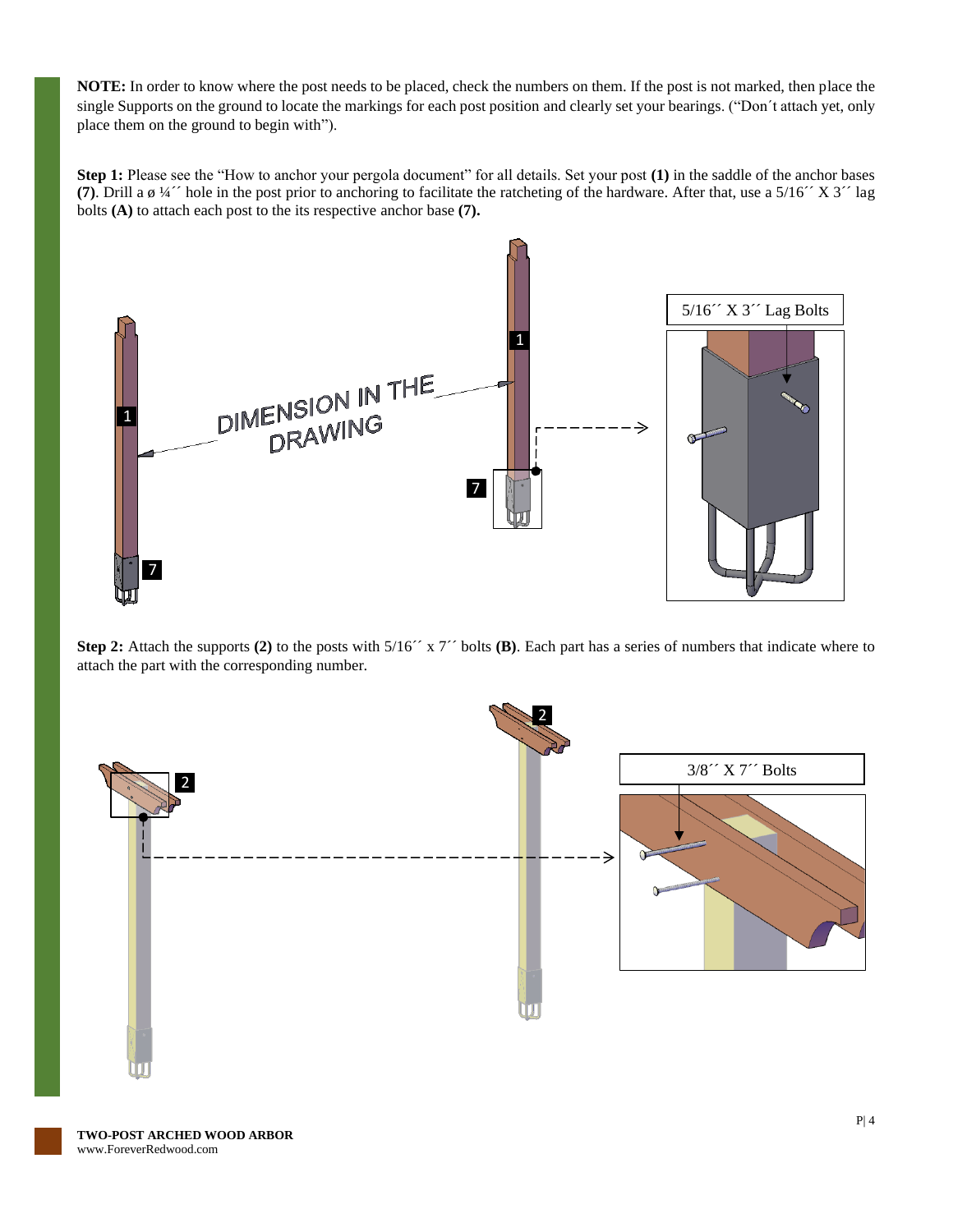**NOTE:** In order to know where the post needs to be placed, check the numbers on them. If the post is not marked, then place the single Supports on the ground to locate the markings for each post position and clearly set your bearings. ("Don´t attach yet, only place them on the ground to begin with").

**Step 1:** Please see the "How to anchor your pergola document" for all details. Set your post **(1)** in the saddle of the anchor bases **(7)**. Drill a ø ¼´´ hole in the post prior to anchoring to facilitate the ratcheting of the hardware. After that, use a 5/16´´ X 3´´ lag bolts **(A)** to attach each post to the its respective anchor base **(7).**

**Step 2:** Attach the supports **(2)** to the posts with 5/16´´ x 7´´ bolts **(B)**. Each part has a series of numbers that indicate where to attach the part with the corresponding number.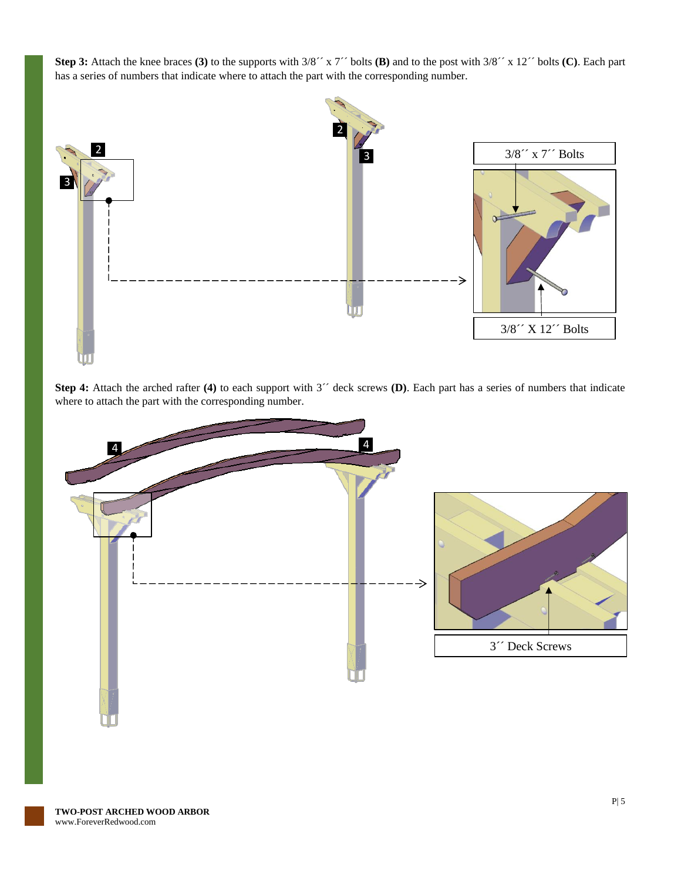**Step 3:** Attach the knee braces **(3)** to the supports with 3/8´´ x 7´´ bolts **(B)** and to the post with 3/8´´ x 12´´ bolts **(C)**. Each part has a series of numbers that indicate where to attach the part with the corresponding number.

3/8´´ x 7´´ Bolts

3/8´´ X 12´´ Bolts

**Step 4:** Attach the arched rafter **(4)** to each support with 3´´ deck screws **(D)**. Each part has a series of numbers that indicate where to attach the part with the corresponding number.

3´´ Deck Screws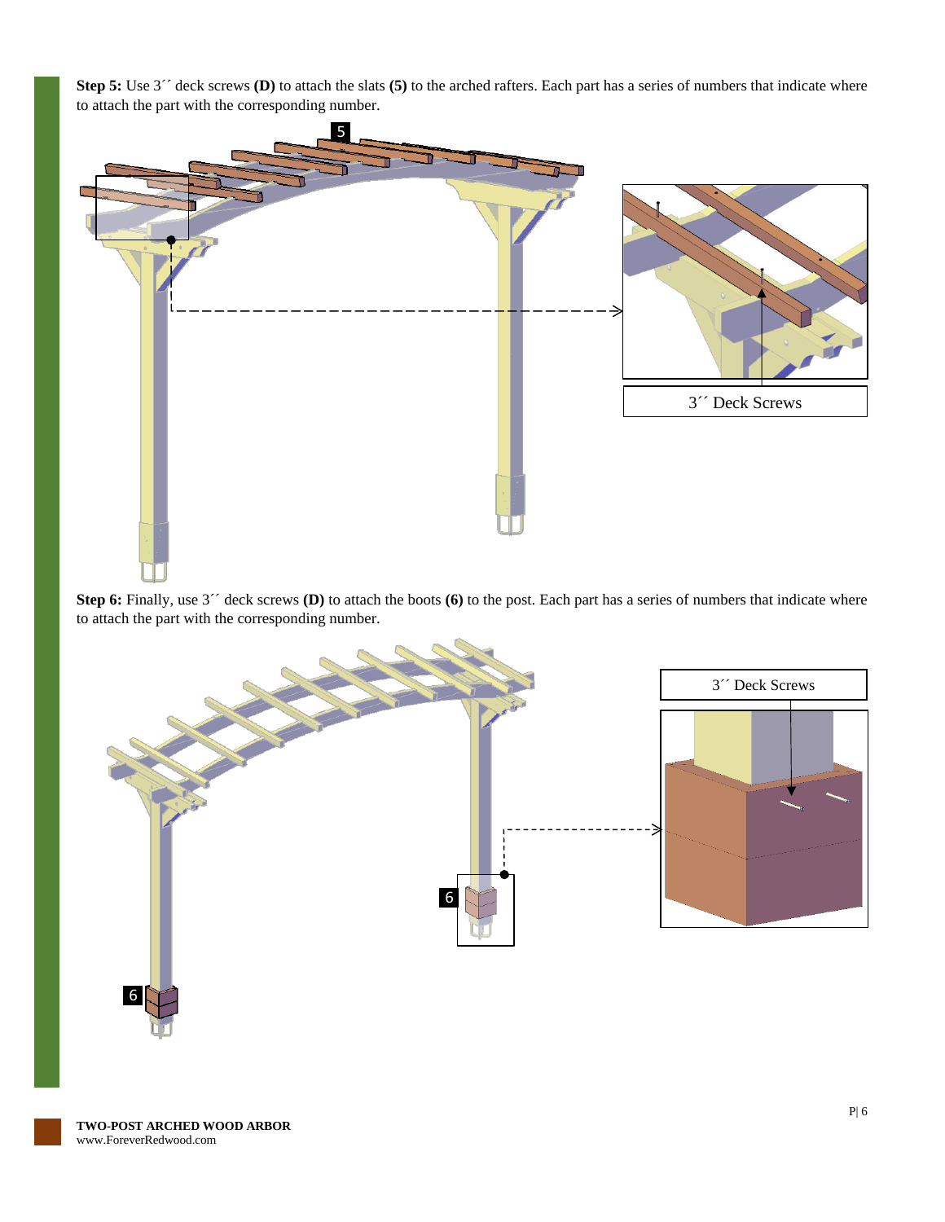**Step 5:** Use 3´´ deck screws **(D)** to attach the slats **(5)** to the arched rafters. Each part has a series of numbers that indicate where to attach the part with the corresponding number.

**Step 6:** Finally, use 3´´ deck screws **(D)** to attach the boots **(6)** to the post. Each part has a series of numbers that indicate where to attach the part with the corresponding number.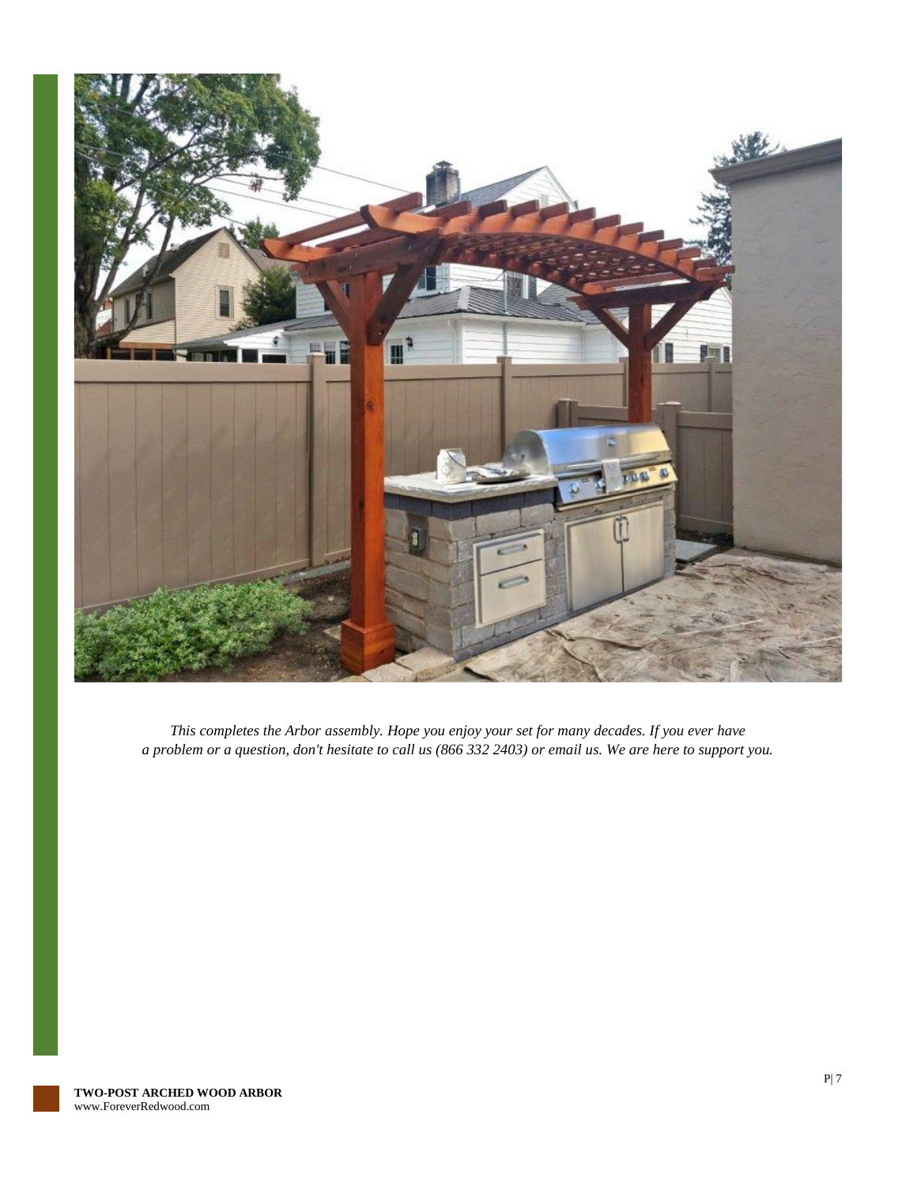*This completes the Arbor assembly. Hope you enjoy your set for many decades. If you ever have a problem or a question, don't hesitate to call us (866 332 2403) or email us. We are here to support you.*